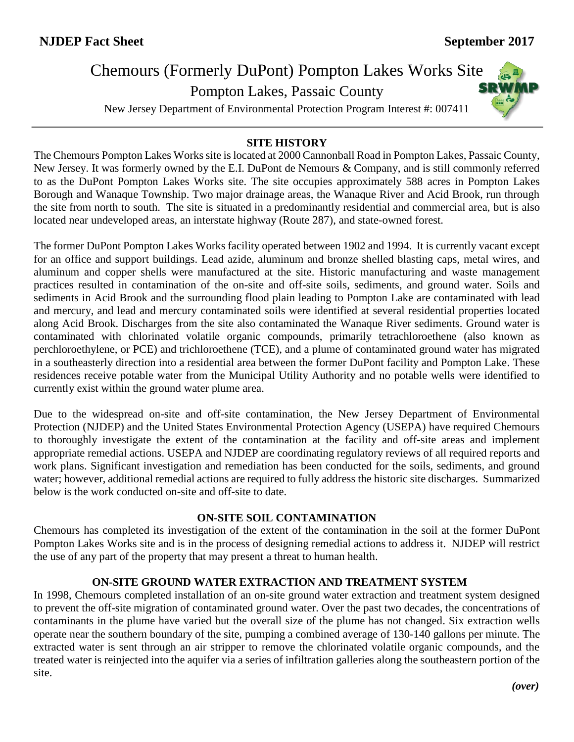**NJDEP Fact Sheet** **September 2017**

# Chemours (Formerly DuPont) Pompton Lakes Works Site

## Pompton Lakes, Passaic County

New Jersey Department of Environmental Protection Program Interest #: 007411

### SITE HISTORY

The Chemours Pompton Lakes Works site is located at 2000 Cannonball Road in Pompton Lakes, Passaic County, New Jersey. It was formerly owned by the E.I. DuPont de Nemours & Company, and is still commonly referred to as the DuPont Pompton Lakes Works site. The site occupies approximately 588 acres in Pompton Lakes Borough and Wanaque Township. Two major drainage areas, the Wanaque River and Acid Brook, run through the site from north to south. The site is situated in a predominantly residential and commercial area, but is also located near undeveloped areas, an interstate highway (Route 287), and state-owned forest.

The former DuPont Pompton Lakes Works facility operated between 1902 and 1994. It is currently vacant except for an office and support buildings. Lead azide, aluminum and bronze shelled blasting caps, metal wires, and aluminum and copper shells were manufactured at the site. Historic manufacturing and waste management practices resulted in contamination of the on-site and off-site soils, sediments, and ground water. Soils and sediments in Acid Brook and the surrounding flood plain leading to Pompton Lake are contaminated with lead and mercury, and lead and mercury contaminated soils were identified at several residential properties located along Acid Brook. Discharges from the site also contaminated the Wanaque River sediments. Ground water is contaminated with chlorinated volatile organic compounds, primarily tetrachloroethene (also known as perchloroethylene, or PCE) and trichloroethene (TCE), and a plume of contaminated ground water has migrated in a southeasterly direction into a residential area between the former DuPont facility and Pompton Lake. These residences receive potable water from the Municipal Utility Authority and no potable wells were identified to currently exist within the ground water plume area.

Due to the widespread on-site and off-site contamination, the New Jersey Department of Environmental Protection (NJDEP) and the United States Environmental Protection Agency (USEPA) have required Chemours to thoroughly investigate the extent of the contamination at the facility and off-site areas and implement appropriate remedial actions. USEPA and NJDEP are coordinating regulatory reviews of all required reports and work plans. Significant investigation and remediation has been conducted for the soils, sediments, and ground water; however, additional remedial actions are required to fully address the historic site discharges. Summarized below is the work conducted on-site and off-site to date.

### ON-SITE SOIL CONTAMINATION

Chemours has completed its investigation of the extent of the contamination in the soil at the former DuPont Pompton Lakes Works site and is in the process of designing remedial actions to address it. NJDEP will restrict the use of any part of the property that may present a threat to human health.

### ON-SITE GROUND WATER EXTRACTION AND TREATMENT SYSTEM

In 1998, Chemours completed installation of an on-site ground water extraction and treatment system designed to prevent the off-site migration of contaminated ground water. Over the past two decades, the concentrations of contaminants in the plume have varied but the overall size of the plume has not changed. Six extraction wells operate near the southern boundary of the site, pumping a combined average of 130-140 gallons per minute. The extracted water is sent through an air stripper to remove the chlorinated volatile organic compounds, and the treated water is reinjected into the aquifer via a series of infiltration galleries along the southeastern portion of the site.

*(over)*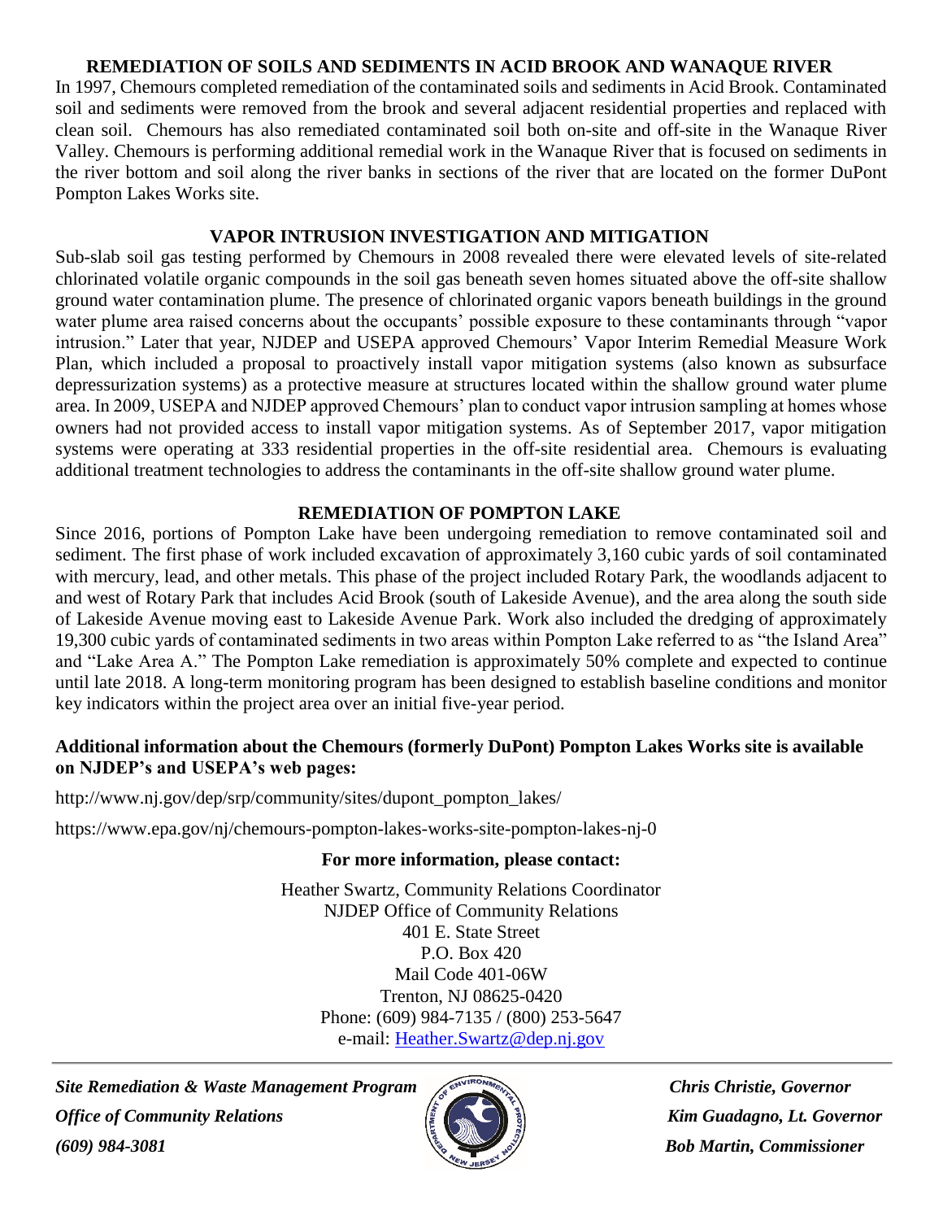## REMEDIATION OF SOILS AND SEDIMENTS IN ACID BROOK AND WANAQUE RIVER

In 1997, Chemours completed remediation of the contaminated soils and sediments in Acid Brook. Contaminated soil and sediments were removed from the brook and several adjacent residential properties and replaced with clean soil. Chemours has also remediated contaminated soil both on-site and off-site in the Wanaque River Valley. Chemours is performing additional remedial work in the Wanaque River that is focused on sediments in the river bottom and soil along the river banks in sections of the river that are located on the former DuPont Pompton Lakes Works site.

## VAPOR INTRUSION INVESTIGATION AND MITIGATION

Sub-slab soil gas testing performed by Chemours in 2008 revealed there were elevated levels of site-related chlorinated volatile organic compounds in the soil gas beneath seven homes situated above the off-site shallow ground water contamination plume. The presence of chlorinated organic vapors beneath buildings in the ground water plume area raised concerns about the occupants' possible exposure to these contaminants through "vapor intrusion." Later that year, NJDEP and USEPA approved Chemours' Vapor Interim Remedial Measure Work Plan, which included a proposal to proactively install vapor mitigation systems (also known as subsurface depressurization systems) as a protective measure at structures located within the shallow ground water plume area. In 2009, USEPA and NJDEP approved Chemours' plan to conduct vapor intrusion sampling at homes whose owners had not provided access to install vapor mitigation systems. As of September 2017, vapor mitigation systems were operating at 333 residential properties in the off-site residential area. Chemours is evaluating additional treatment technologies to address the contaminants in the off-site shallow ground water plume.

## REMEDIATION OF POMPTON LAKE

Since 2016, portions of Pompton Lake have been undergoing remediation to remove contaminated soil and sediment. The first phase of work included excavation of approximately 3,160 cubic yards of soil contaminated with mercury, lead, and other metals. This phase of the project included Rotary Park, the woodlands adjacent to and west of Rotary Park that includes Acid Brook (south of Lakeside Avenue), and the area along the south side of Lakeside Avenue moving east to Lakeside Avenue Park. Work also included the dredging of approximately 19,300 cubic yards of contaminated sediments in two areas within Pompton Lake referred to as "the Island Area" and "Lake Area A." The Pompton Lake remediation is approximately 50% complete and expected to continue until late 2018. A long-term monitoring program has been designed to establish baseline conditions and monitor key indicators within the project area over an initial five-year period.

**Additional information about the Chemours (formerly DuPont) Pompton Lakes Works site is available on NJDEP's and USEPA's web pages:**

http://www.nj.gov/dep/srp/community/sites/dupont_pompton_lakes/

https://www.epa.gov/nj/chemours-pompton-lakes-works-site-pompton-lakes-nj-0

**For more information, please contact:**

Heather Swartz, Community Relations Coordinator
NJDEP Office of Community Relations
401 E. State Street
P.O. Box 420
Mail Code 401-06W
Trenton, NJ 08625-0420
Phone: (609) 984-7135 / (800) 253-5647
e-mail: Heather.Swartz@dep.nj.gov

***Site Remediation & Waste Management Program***
***Office of Community Relations***
***(609) 984-3081***

***Chris Christie, Governor***
***Kim Guadagno, Lt. Governor***
***Bob Martin, Commissioner***